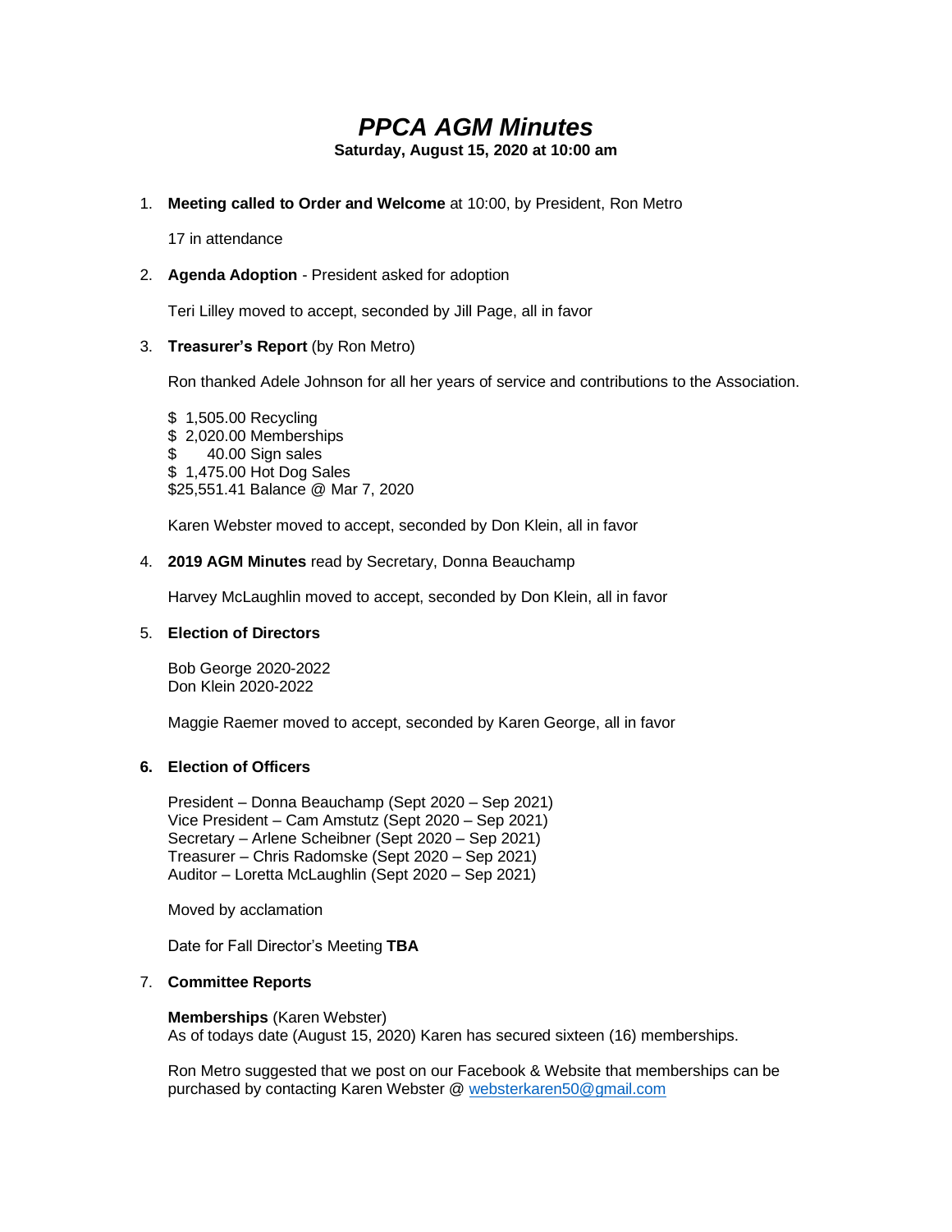# *PPCA AGM Minutes*

**Saturday, August 15, 2020 at 10:00 am**

1. **Meeting called to Order and Welcome** at 10:00, by President, Ron Metro

   17 in attendance

2. **Agenda Adoption** - President asked for adoption

   Teri Lilley moved to accept, seconded by Jill Page, all in favor

3. **Treasurer's Report** (by Ron Metro)

   Ron thanked Adele Johnson for all her years of service and contributions to the Association.

   $ 1,505.00 Recycling
   $ 2,020.00 Memberships
   $ 40.00 Sign sales
   $ 1,475.00 Hot Dog Sales
   $25,551.41 Balance @ Mar 7, 2020

   Karen Webster moved to accept, seconded by Don Klein, all in favor

4. **2019 AGM Minutes** read by Secretary, Donna Beauchamp

   Harvey McLaughlin moved to accept, seconded by Don Klein, all in favor

5. **Election of Directors**

   Bob George 2020-2022
   Don Klein 2020-2022

   Maggie Raemer moved to accept, seconded by Karen George, all in favor

6. **Election of Officers**

   President – Donna Beauchamp (Sept 2020 – Sep 2021)
   Vice President – Cam Amstutz (Sept 2020 – Sep 2021)
   Secretary – Arlene Scheibner (Sept 2020 – Sep 2021)
   Treasurer – Chris Radomske (Sept 2020 – Sep 2021)
   Auditor – Loretta McLaughlin (Sept 2020 – Sep 2021)

   Moved by acclamation

   Date for Fall Director's Meeting **TBA**

7. **Committee Reports**

   **Memberships** (Karen Webster)
   As of todays date (August 15, 2020) Karen has secured sixteen (16) memberships.

   Ron Metro suggested that we post on our Facebook & Website that memberships can be purchased by contacting Karen Webster @ websterkaren50@gmail.com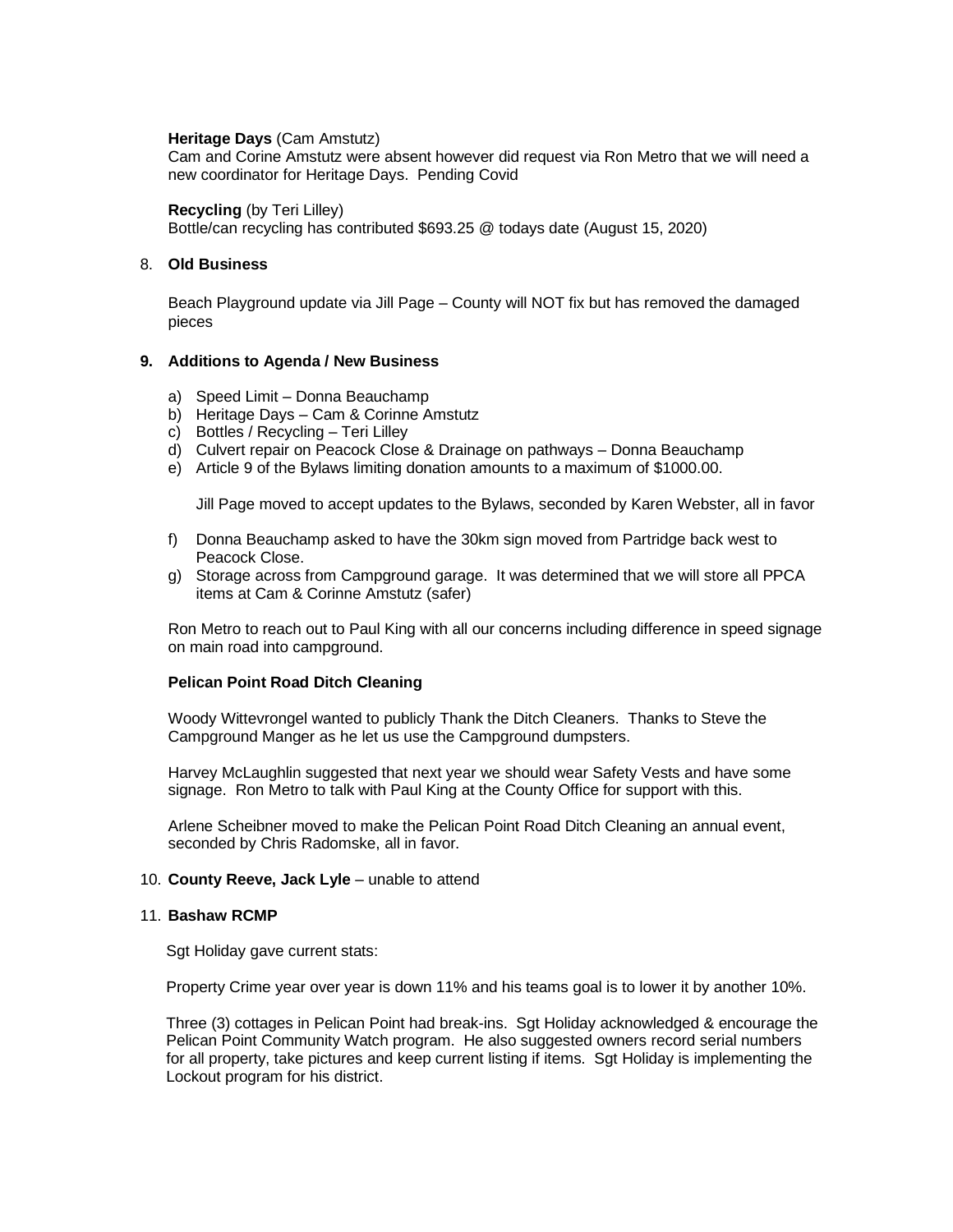**Heritage Days** (Cam Amstutz)

Cam and Corine Amstutz were absent however did request via Ron Metro that we will need a new coordinator for Heritage Days. Pending Covid

**Recycling** (by Teri Lilley)

Bottle/can recycling has contributed $693.25 @ todays date (August 15, 2020)

8. **Old Business**

Beach Playground update via Jill Page – County will NOT fix but has removed the damaged pieces

**9. Additions to Agenda / New Business**

a) Speed Limit – Donna Beauchamp
b) Heritage Days – Cam & Corinne Amstutz
c) Bottles / Recycling – Teri Lilley
d) Culvert repair on Peacock Close & Drainage on pathways – Donna Beauchamp
e) Article 9 of the Bylaws limiting donation amounts to a maximum of $1000.00.

   Jill Page moved to accept updates to the Bylaws, seconded by Karen Webster, all in favor

f) Donna Beauchamp asked to have the 30km sign moved from Partridge back west to Peacock Close.
g) Storage across from Campground garage. It was determined that we will store all PPCA items at Cam & Corinne Amstutz (safer)

Ron Metro to reach out to Paul King with all our concerns including difference in speed signage on main road into campground.

**Pelican Point Road Ditch Cleaning**

Woody Wittevrongel wanted to publicly Thank the Ditch Cleaners. Thanks to Steve the Campground Manger as he let us use the Campground dumpsters.

Harvey McLaughlin suggested that next year we should wear Safety Vests and have some signage. Ron Metro to talk with Paul King at the County Office for support with this.

Arlene Scheibner moved to make the Pelican Point Road Ditch Cleaning an annual event, seconded by Chris Radomske, all in favor.

10. **County Reeve, Jack Lyle** – unable to attend

11. **Bashaw RCMP**

Sgt Holiday gave current stats:

Property Crime year over year is down 11% and his teams goal is to lower it by another 10%.

Three (3) cottages in Pelican Point had break-ins. Sgt Holiday acknowledged & encourage the Pelican Point Community Watch program. He also suggested owners record serial numbers for all property, take pictures and keep current listing if items. Sgt Holiday is implementing the Lockout program for his district.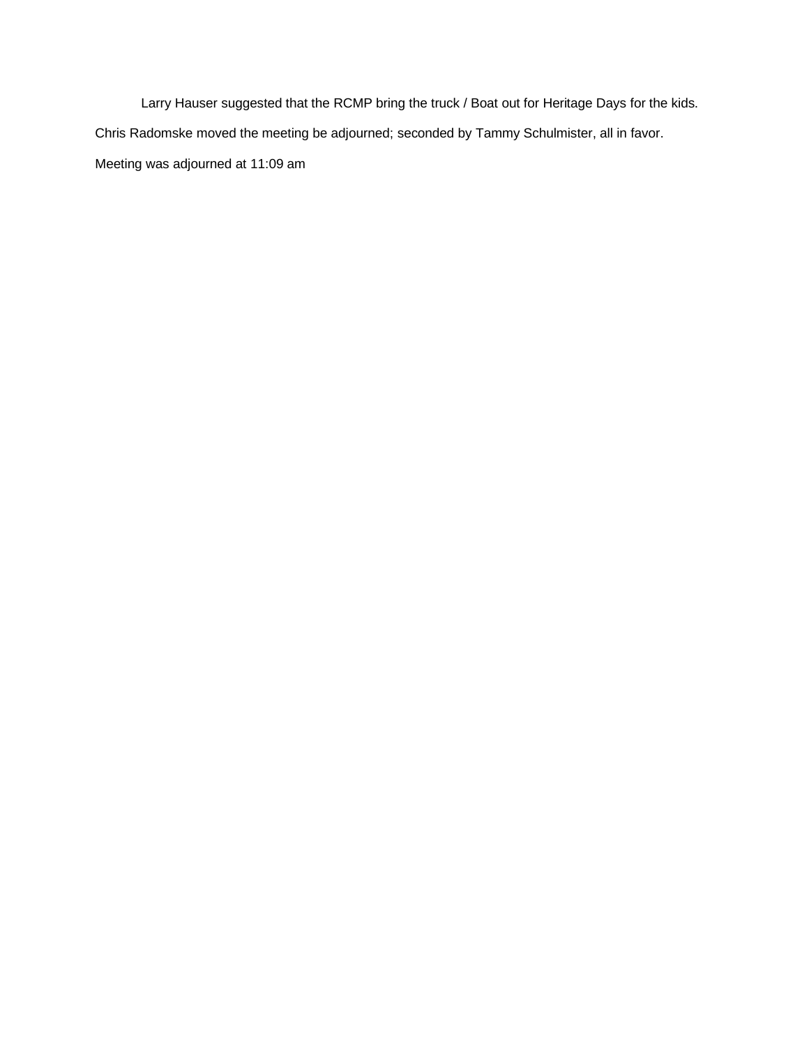Larry Hauser suggested that the RCMP bring the truck / Boat out for Heritage Days for the kids.

Chris Radomske moved the meeting be adjourned; seconded by Tammy Schulmister, all in favor.

Meeting was adjourned at 11:09 am